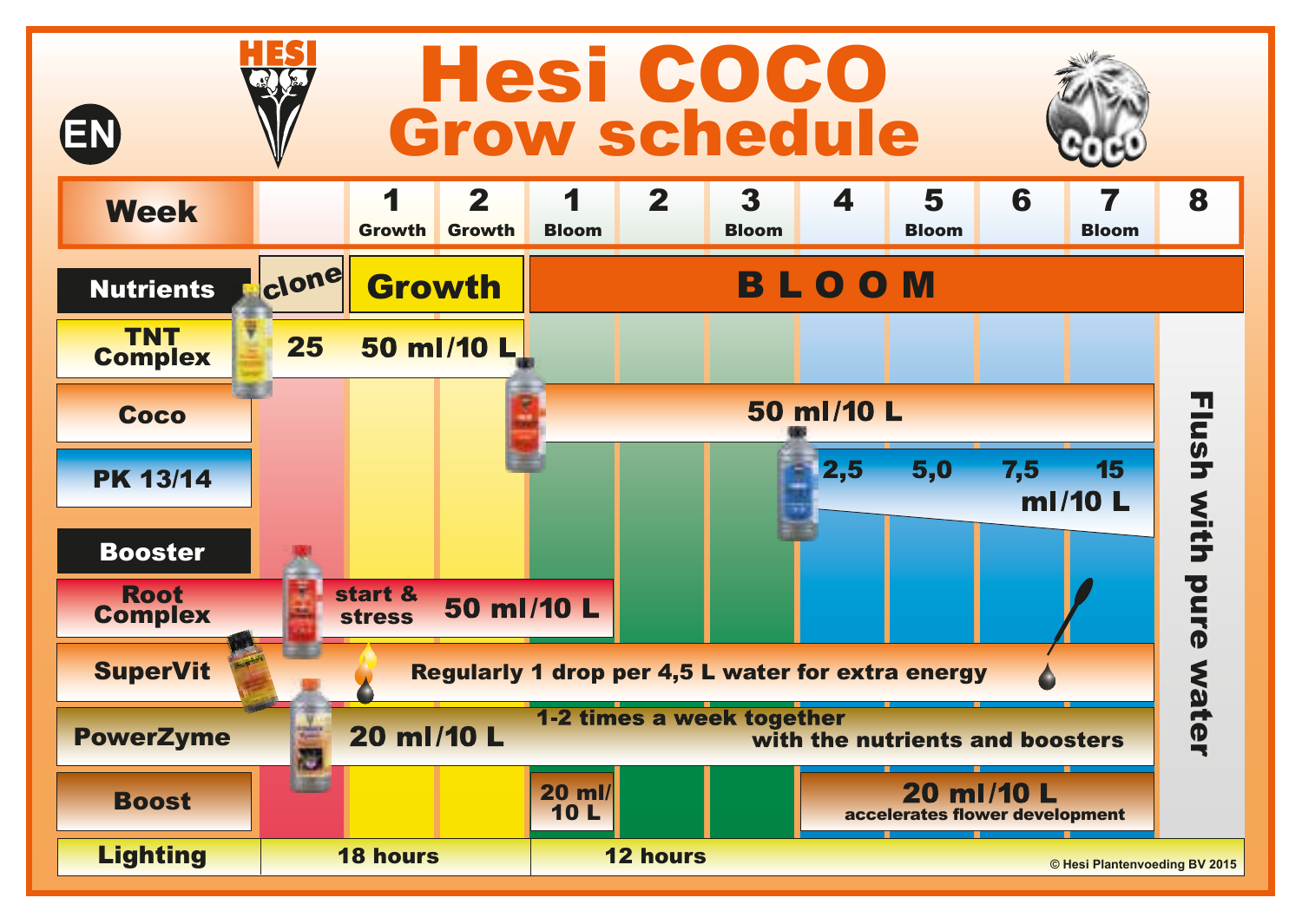# Hesi COCO Grow schedule

EN

| Week | | 1 Growth | 2 Growth | 1 Bloom | 2 | 3 Bloom | 4 | 5 Bloom | 6 | 7 Bloom | 8 |
|---|---|---|---|---|---|---|---|---|---|---|---|
| **Nutrients** | clone | Growth | | BLOOM | | | | | | | |
| TNT Complex | 25 | 50 ml/10 L | | | | | | | | | Flush with pure water |
| Coco | | | | 50 ml/10 L | | | | | | | |
| PK 13/14 | | | | | | | 2,5 | 5,0 | 7,5 | 15 ml/10 L | |
| **Booster** | | | | | | | | | | | |
| Root Complex | start & stress | 50 ml/10 L | | | | | | | | | |
| SuperVit | Regularly 1 drop per 4,5 L water for extra energy | | | | | | | | | | |
| PowerZyme | 20 ml/10 L | | | 1-2 times a week together with the nutrients and boosters | | | | | | | |
| Boost | | | | 20 ml/10 L | | | 20 ml/10 L accelerates flower development | | | | |
| Lighting | 18 hours | | | 12 hours | | | | | | | |

© Hesi Plantenvoeding BV 2015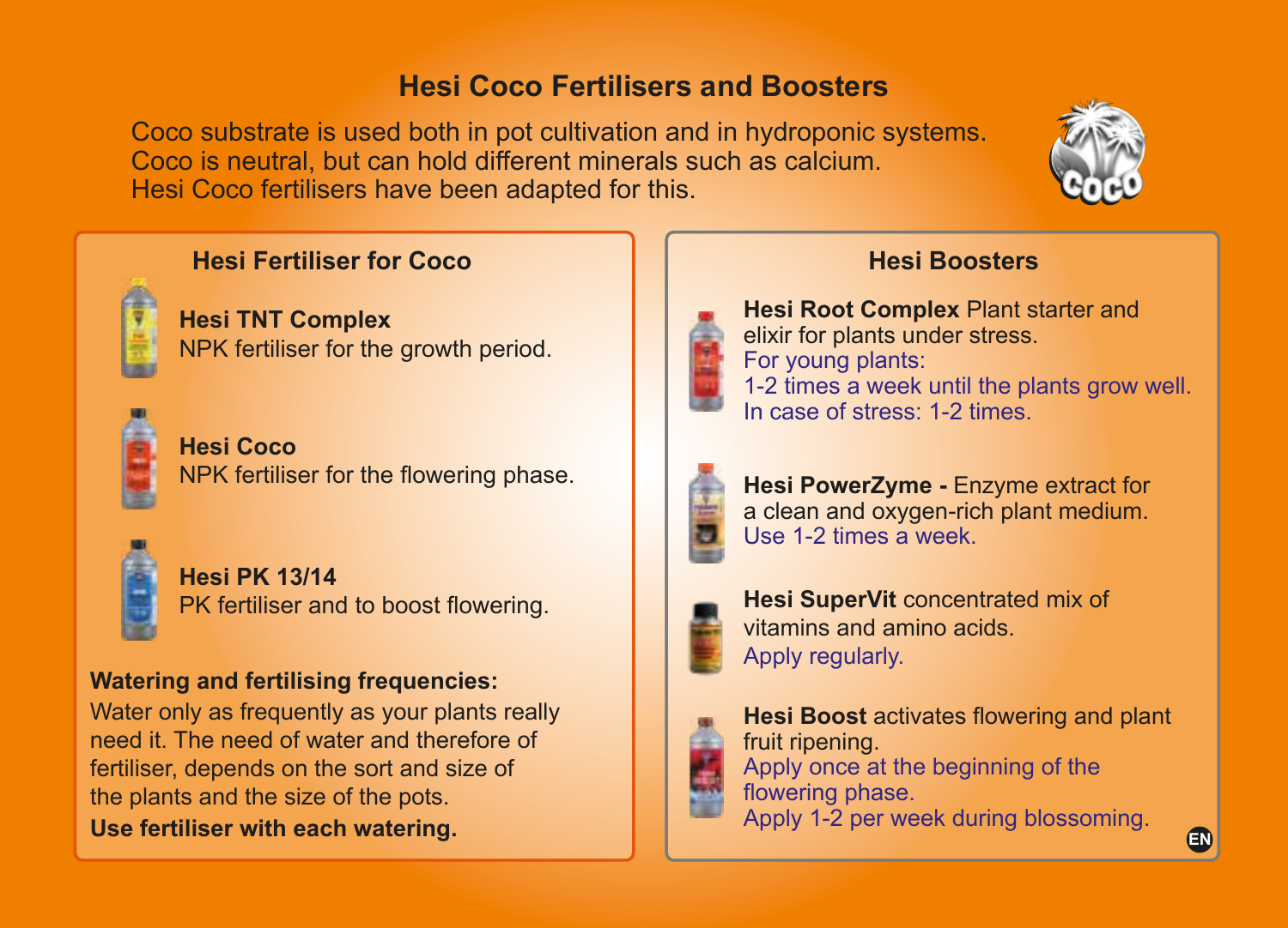# Hesi Coco Fertilisers and Boosters

Coco substrate is used both in pot cultivation and in hydroponic systems.
Coco is neutral, but can hold different minerals such as calcium.
Hesi Coco fertilisers have been adapted for this.

## Hesi Fertiliser for Coco

**Hesi TNT Complex**
NPK fertiliser for the growth period.

**Hesi Coco**
NPK fertiliser for the flowering phase.

**Hesi PK 13/14**
PK fertiliser and to boost flowering.

**Watering and fertilising frequencies:**
Water only as frequently as your plants really need it. The need of water and therefore of fertiliser, depends on the sort and size of the plants and the size of the pots.
**Use fertiliser with each watering.**

## Hesi Boosters

**Hesi Root Complex** Plant starter and elixir for plants under stress.
For young plants:
1-2 times a week until the plants grow well.
In case of stress: 1-2 times.

**Hesi PowerZyme -** Enzyme extract for a clean and oxygen-rich plant medium.
Use 1-2 times a week.

**Hesi SuperVit** concentrated mix of vitamins and amino acids.
Apply regularly.

**Hesi Boost** activates flowering and plant fruit ripening.
Apply once at the beginning of the flowering phase.
Apply 1-2 per week during blossoming.